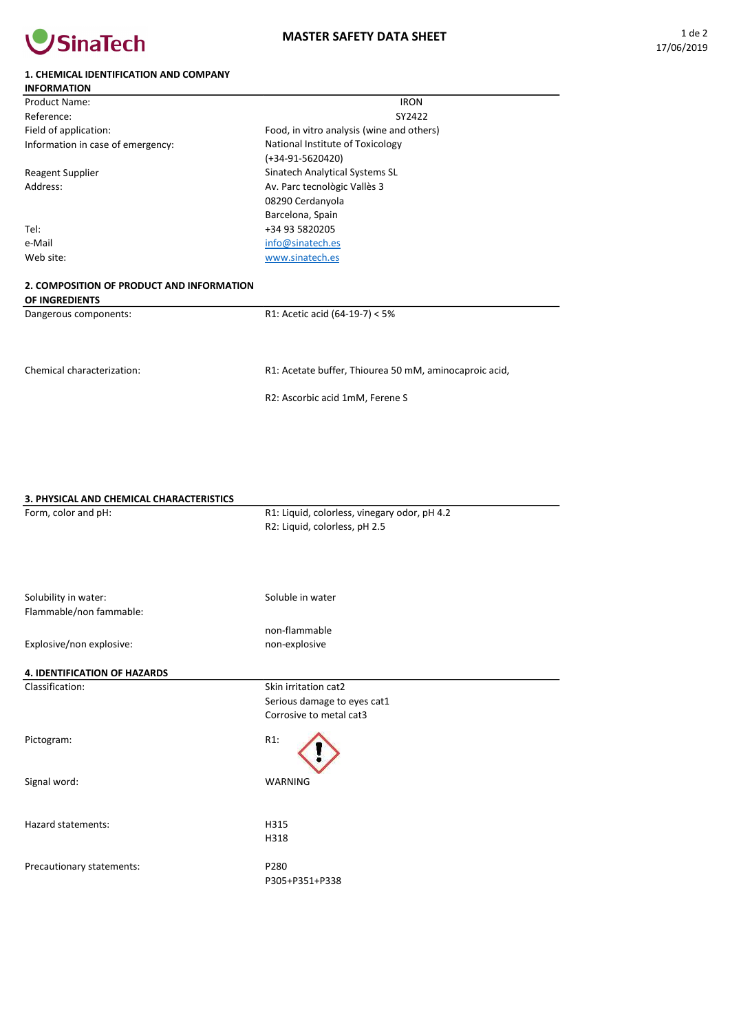**SinaTech**

# MASTER SAFETY DATA SHEET

## 1. CHEMICAL IDENTIFICATION AND COMPANY INFORMATION

| | |
|---|---|
| Product Name: | IRON |
| Reference: | SY2422 |
| Field of application: | Food, in vitro analysis (wine and others) |
| Information in case of emergency: | National Institute of Toxicology (+34-91-5620420) |
| Reagent Supplier | Sinatech Analytical Systems SL |
| Address: | Av. Parc tecnològic Vallès 3<br>08290 Cerdanyola<br>Barcelona, Spain |
| Tel: | +34 93 5820205 |
| e-Mail | info@sinatech.es |
| Web site: | www.sinatech.es |

## 2. COMPOSITION OF PRODUCT AND INFORMATION OF INGREDIENTS

| | |
|---|---|
| Dangerous components: | R1: Acetic acid (64-19-7) < 5% |
| Chemical characterization: | R1: Acetate buffer, Thiourea 50 mM, aminocaproic acid,<br>R2: Ascorbic acid 1mM, Ferene S |

## 3. PHYSICAL AND CHEMICAL CHARACTERISTICS

| | |
|---|---|
| Form, color and pH: | R1: Liquid, colorless, vinegary odor, pH 4.2<br>R2: Liquid, colorless, pH 2.5 |
| Solubility in water: | Soluble in water |
| Flammable/non fammable: | non-flammable |
| Explosive/non explosive: | non-explosive |

## 4. IDENTIFICATION OF HAZARDS

| | |
|---|---|
| Classification: | Skin irritation cat2<br>Serious damage to eyes cat1<br>Corrosive to metal cat3 |
| Pictogram: | R1: |
| Signal word: | WARNING |
| Hazard statements: | H315<br>H318 |
| Precautionary statements: | P280<br>P305+P351+P338 |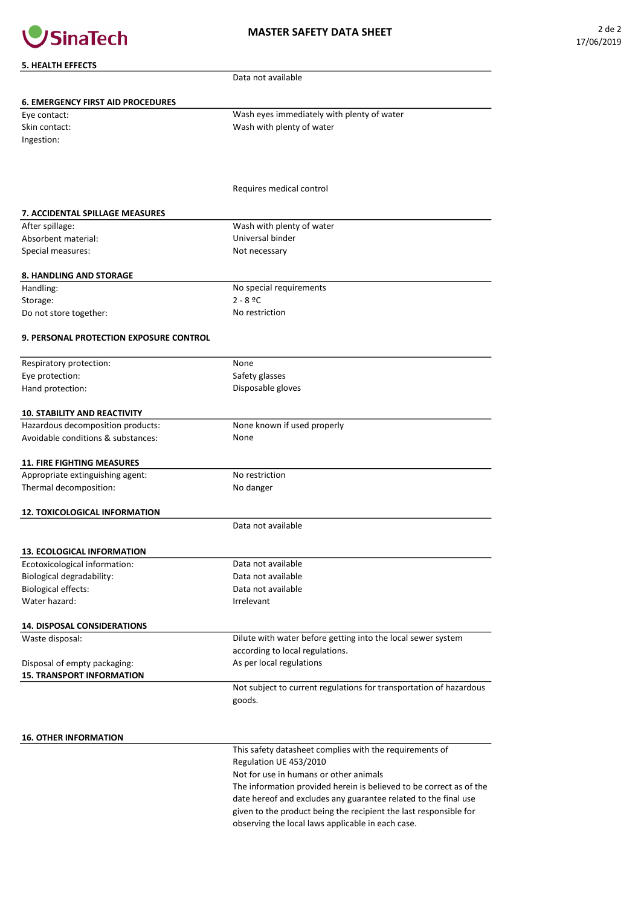## 5. HEALTH EFFECTS

| | |
|---|---|
| | Data not available |

## 6. EMERGENCY FIRST AID PROCEDURES

| | |
|---|---|
| Eye contact: | Wash eyes immediately with plenty of water |
| Skin contact: | Wash with plenty of water |
| Ingestion: | Requires medical control |

## 7. ACCIDENTAL SPILLAGE MEASURES

| | |
|---|---|
| After spillage: | Wash with plenty of water |
| Absorbent material: | Universal binder |
| Special measures: | Not necessary |

## 8. HANDLING AND STORAGE

| | |
|---|---|
| Handling: | No special requirements |
| Storage: | 2 - 8 ºC |
| Do not store together: | No restriction |

## 9. PERSONAL PROTECTION EXPOSURE CONTROL

| | |
|---|---|
| Respiratory protection: | None |
| Eye protection: | Safety glasses |
| Hand protection: | Disposable gloves |

## 10. STABILITY AND REACTIVITY

| | |
|---|---|
| Hazardous decomposition products: | None known if used properly |
| Avoidable conditions & substances: | None |

## 11. FIRE FIGHTING MEASURES

| | |
|---|---|
| Appropriate extinguishing agent: | No restriction |
| Thermal decomposition: | No danger |

## 12. TOXICOLOGICAL INFORMATION

| | |
|---|---|
| | Data not available |

## 13. ECOLOGICAL INFORMATION

| | |
|---|---|
| Ecotoxicological information: | Data not available |
| Biological degradability: | Data not available |
| Biological effects: | Data not available |
| Water hazard: | Irrelevant |

## 14. DISPOSAL CONSIDERATIONS

| | |
|---|---|
| Waste disposal: | Dilute with water before getting into the local sewer system according to local regulations. |
| Disposal of empty packaging: | As per local regulations |

## 15. TRANSPORT INFORMATION

| | |
|---|---|
| | Not subject to current regulations for transportation of hazardous goods. |

## 16. OTHER INFORMATION

This safety datasheet complies with the requirements of Regulation UE 453/2010

Not for use in humans or other animals

The information provided herein is believed to be correct as of the date hereof and excludes any guarantee related to the final use given to the product being the recipient the last responsible for observing the local laws applicable in each case.